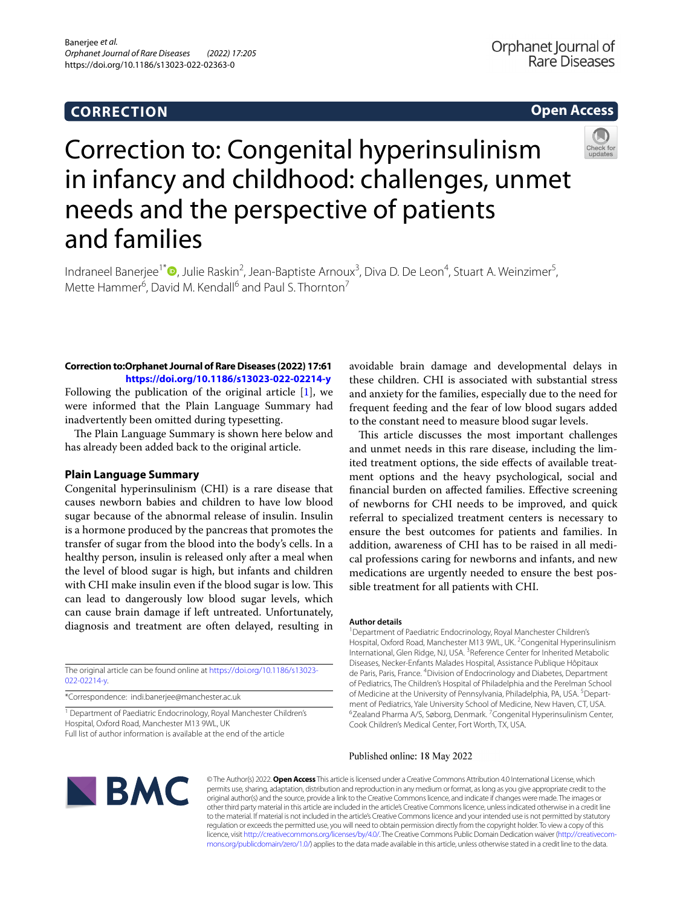CORRECTION

Open Access

# Correction to: Congenital hyperinsulinism in infancy and childhood: challenges, unmet needs and the perspective of patients and families

Indraneel Banerjee[1*], Julie Raskin[2], Jean-Baptiste Arnoux[3], Diva D. De Leon[4], Stuart A. Weinzimer[5], Mette Hammer[6], David M. Kendall[6] and Paul S. Thornton[7]

**Correction to:Orphanet Journal of Rare Diseases (2022) 17:61**
**https://doi.org/10.1186/s13023-022-02214-y**

Following the publication of the original article [1], we were informed that the Plain Language Summary had inadvertently been omitted during typesetting.

The Plain Language Summary is shown here below and has already been added back to the original article.

## Plain Language Summary

Congenital hyperinsulinism (CHI) is a rare disease that causes newborn babies and children to have low blood sugar because of the abnormal release of insulin. Insulin is a hormone produced by the pancreas that promotes the transfer of sugar from the blood into the body's cells. In a healthy person, insulin is released only after a meal when the level of blood sugar is high, but infants and children with CHI make insulin even if the blood sugar is low. This can lead to dangerously low blood sugar levels, which can cause brain damage if left untreated. Unfortunately, diagnosis and treatment are often delayed, resulting in avoidable brain damage and developmental delays in these children. CHI is associated with substantial stress and anxiety for the families, especially due to the need for frequent feeding and the fear of low blood sugars added to the constant need to measure blood sugar levels.

This article discusses the most important challenges and unmet needs in this rare disease, including the limited treatment options, the side effects of available treatment options and the heavy psychological, social and financial burden on affected families. Effective screening of newborns for CHI needs to be improved, and quick referral to specialized treatment centers is necessary to ensure the best outcomes for patients and families. In addition, awareness of CHI has to be raised in all medical professions caring for newborns and infants, and new medications are urgently needed to ensure the best possible treatment for all patients with CHI.

The original article can be found online at https://doi.org/10.1186/s13023-022-02214-y.

*Correspondence: indi.banerjee@manchester.ac.uk

[1] Department of Paediatric Endocrinology, Royal Manchester Children's Hospital, Oxford Road, Manchester M13 9WL, UK
Full list of author information is available at the end of the article

### Author details

[1]Department of Paediatric Endocrinology, Royal Manchester Children's Hospital, Oxford Road, Manchester M13 9WL, UK. [2]Congenital Hyperinsulinism International, Glen Ridge, NJ, USA. [3]Reference Center for Inherited Metabolic Diseases, Necker-Enfants Malades Hospital, Assistance Publique Hôpitaux de Paris, Paris, France. [4]Division of Endocrinology and Diabetes, Department of Pediatrics, The Children's Hospital of Philadelphia and the Perelman School of Medicine at the University of Pennsylvania, Philadelphia, PA, USA. [5]Department of Pediatrics, Yale University School of Medicine, New Haven, CT, USA. [6]Zealand Pharma A/S, Søborg, Denmark. [7]Congenital Hyperinsulinism Center, Cook Children's Medical Center, Fort Worth, TX, USA.

Published online: 18 May 2022

© The Author(s) 2022. **Open Access** This article is licensed under a Creative Commons Attribution 4.0 International License, which permits use, sharing, adaptation, distribution and reproduction in any medium or format, as long as you give appropriate credit to the original author(s) and the source, provide a link to the Creative Commons licence, and indicate if changes were made. The images or other third party material in this article are included in the article's Creative Commons licence, unless indicated otherwise in a credit line to the material. If material is not included in the article's Creative Commons licence and your intended use is not permitted by statutory regulation or exceeds the permitted use, you will need to obtain permission directly from the copyright holder. To view a copy of this licence, visit http://creativecommons.org/licenses/by/4.0/. The Creative Commons Public Domain Dedication waiver (http://creativecommons.org/publicdomain/zero/1.0/) applies to the data made available in this article, unless otherwise stated in a credit line to the data.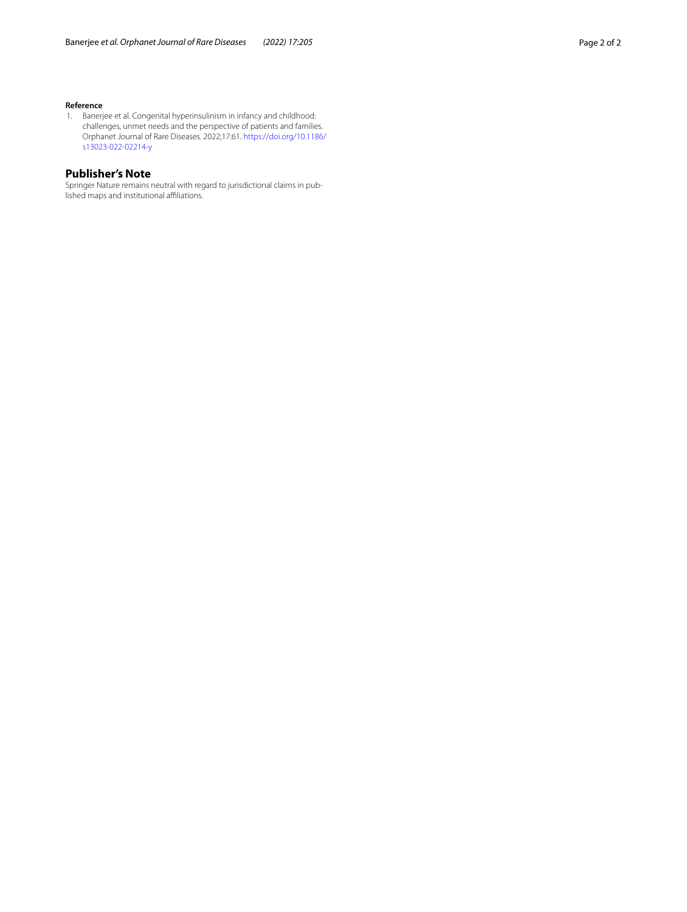#### Reference

1. Banerjee et al. Congenital hyperinsulinism in infancy and childhood: challenges, unmet needs and the perspective of patients and families. Orphanet Journal of Rare Diseases. 2022;17:61. https://doi.org/10.1186/s13023-022-02214-y

## Publisher's Note

Springer Nature remains neutral with regard to jurisdictional claims in published maps and institutional affiliations.